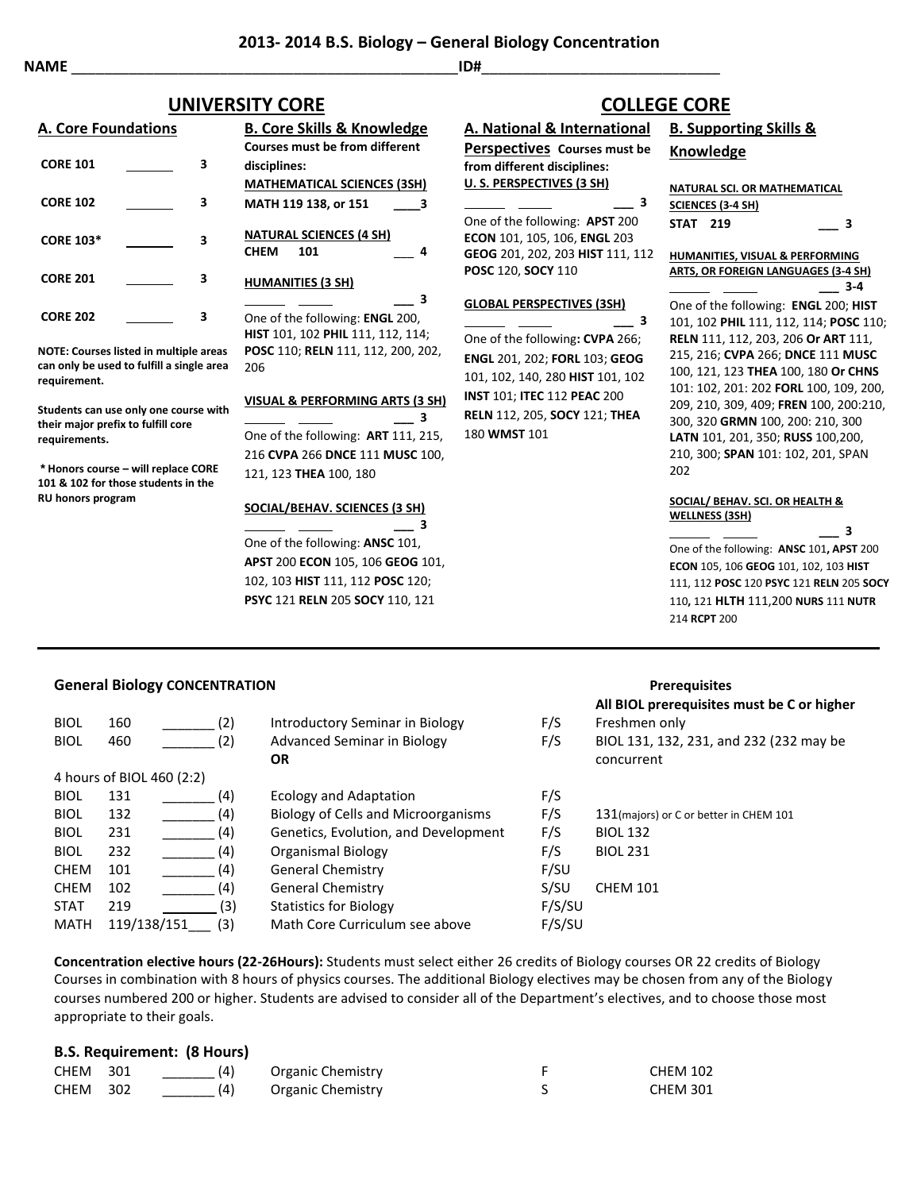## 2013- 2014 B.S. Biology – General Biology Concentration

**NAME** ________________________________________________ **ID#** ____________________________

# UNIVERSITY CORE

### A. Core Foundations

| Course | | Hours |
|---|---|---|
| **CORE 101** | ______ | 3 |
| **CORE 102** | ______ | 3 |
| **CORE 103*** | ______ | 3 |
| **CORE 201** | ______ | 3 |
| **CORE 202** | ______ | 3 |

**NOTE: Courses listed in multiple areas can only be used to fulfill a single area requirement.**

**Students can use only one course with their major prefix to fulfill core requirements.**

**\* Honors course – will replace CORE 101 & 102 for those students in the RU honors program**

### B. Core Skills & Knowledge

**Courses must be from different disciplines:**

**MATHEMATICAL SCIENCES (3SH)**

**MATH 119 138, or 151** ____3

**NATURAL SCIENCES (4 SH)**

**CHEM 101** ___ 4

**HUMANITIES (3 SH)**

______ _____ ___ 3

One of the following: **ENGL** 200, **HIST** 101, 102 **PHIL** 111, 112, 114; **POSC** 110; **RELN** 111, 112, 200, 202, 206

**VISUAL & PERFORMING ARTS (3 SH)**

______ _____ ___ 3

One of the following: **ART** 111, 215, 216 **CVPA** 266 **DNCE** 111 **MUSC** 100, 121, 123 **THEA** 100, 180

**SOCIAL/BEHAV. SCIENCES (3 SH)**

______ _____ ___ 3

One of the following: **ANSC** 101, **APST** 200 **ECON** 105, 106 **GEOG** 101, 102, 103 **HIST** 111, 112 **POSC** 120; **PSYC** 121 **RELN** 205 **SOCY** 110, 121

# COLLEGE CORE

### A. National & International Perspectives

**Courses must be from different disciplines:**

**U. S. PERSPECTIVES (3 SH)**

______ _____ ___ 3

One of the following: **APST** 200 **ECON** 101, 105, 106, **ENGL** 203 **GEOG** 201, 202, 203 **HIST** 111, 112 **POSC** 120, **SOCY** 110

**GLOBAL PERSPECTIVES (3SH)**

______ _____ ___ 3

One of the following**: CVPA** 266; **ENGL** 201, 202; **FORL** 103; **GEOG** 101, 102, 140, 280 **HIST** 101, 102 **INST** 101; **ITEC** 112 **PEAC** 200 **RELN** 112, 205, **SOCY** 121; **THEA** 180 **WMST** 101

### B. Supporting Skills & Knowledge

**NATURAL SCI. OR MATHEMATICAL SCIENCES (3-4 SH)**

**STAT 219** ___ 3

**HUMANITIES, VISUAL & PERFORMING ARTS, OR FOREIGN LANGUAGES (3-4 SH)**

______ _____ ___ 3-4

One of the following: **ENGL** 200; **HIST** 101, 102 **PHIL** 111, 112, 114; **POSC** 110; **RELN** 111, 112, 203, 206 **Or ART** 111, 215, 216; **CVPA** 266; **DNCE** 111 **MUSC** 100, 121, 123 **THEA** 100, 180 **Or CHNS** 101: 102, 201: 202 **FORL** 100, 109, 200, 209, 210, 309, 409; **FREN** 100, 200:210, 300, 320 **GRMN** 100, 200: 210, 300 **LATN** 101, 201, 350; **RUSS** 100,200, 210, 300; **SPAN** 101: 102, 201, SPAN 202

**SOCIAL/ BEHAV. SCI. OR HEALTH & WELLNESS (3SH)**

______ _____ ___ 3

One of the following: **ANSC** 101**, APST** 200 **ECON** 105, 106 **GEOG** 101, 102, 103 **HIST** 111, 112 **POSC** 120 **PSYC** 121 **RELN** 205 **SOCY** 110, 121 **HLTH** 111,200 **NURS** 111 **NUTR** 214 **RCPT** 200

---

### General Biology CONCENTRATION

| Course | | Hours | Title | Offered | Prerequisites — All BIOL prerequisites must be C or higher |
|---|---|---|---|---|---|
| BIOL | 160 | _______ (2) | Introductory Seminar in Biology | F/S | Freshmen only |
| BIOL | 460 | _______ (2) | Advanced Seminar in Biology **OR** | F/S | BIOL 131, 132, 231, and 232 (232 may be concurrent |
| 4 hours of BIOL 460 (2:2) | | | | | |
| BIOL | 131 | _______ (4) | Ecology and Adaptation | F/S | |
| BIOL | 132 | _______ (4) | Biology of Cells and Microorganisms | F/S | 131(majors) or C or better in CHEM 101 |
| BIOL | 231 | _______ (4) | Genetics, Evolution, and Development | F/S | BIOL 132 |
| BIOL | 232 | _______ (4) | Organismal Biology | F/S | BIOL 231 |
| CHEM | 101 | _______ (4) | General Chemistry | F/SU | |
| CHEM | 102 | _______ (4) | General Chemistry | S/SU | CHEM 101 |
| STAT | 219 | _______ (3) | Statistics for Biology | F/S/SU | |
| MATH | 119/138/151 | ___ (3) | Math Core Curriculum see above | F/S/SU | |

**Concentration elective hours (22-26Hours):** Students must select either 26 credits of Biology courses OR 22 credits of Biology Courses in combination with 8 hours of physics courses. The additional Biology electives may be chosen from any of the Biology courses numbered 200 or higher. Students are advised to consider all of the Department's electives, and to choose those most appropriate to their goals.

### B.S. Requirement: (8 Hours)

| Course | | Hours | Title | Offered | Prerequisites |
|---|---|---|---|---|---|
| CHEM | 301 | _______ (4) | Organic Chemistry | F | CHEM 102 |
| CHEM | 302 | _______ (4) | Organic Chemistry | S | CHEM 301 |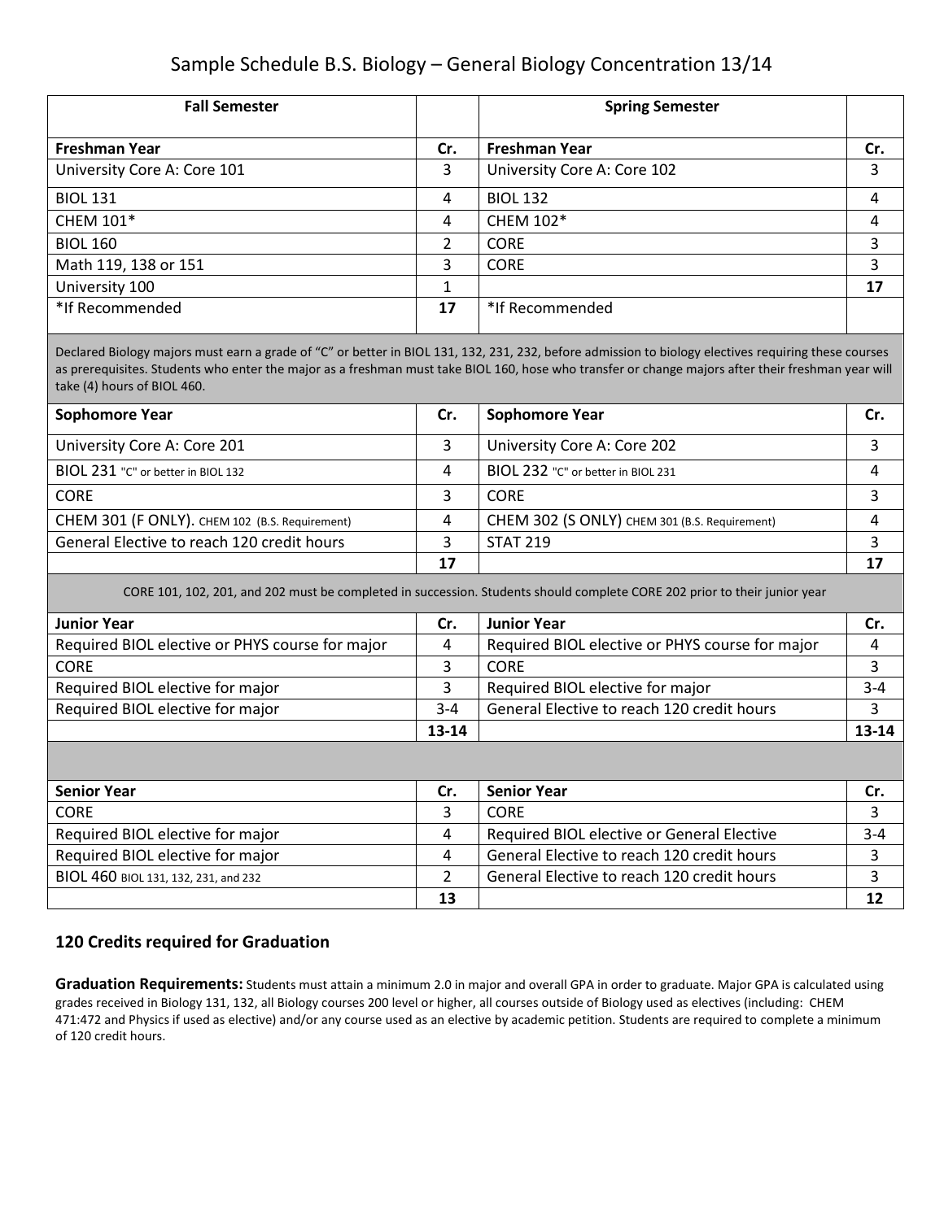# Sample Schedule B.S. Biology – General Biology Concentration 13/14

| Fall Semester | | Spring Semester | |
|---|---|---|---|
| **Freshman Year** | **Cr.** | **Freshman Year** | **Cr.** |
| University Core A: Core 101 | 3 | University Core A: Core 102 | 3 |
| BIOL 131 | 4 | BIOL 132 | 4 |
| CHEM 101* | 4 | CHEM 102* | 4 |
| BIOL 160 | 2 | CORE | 3 |
| Math 119, 138 or 151 | 3 | CORE | 3 |
| University 100 | 1 | | **17** |
| *If Recommended | **17** | *If Recommended | |
| Declared Biology majors must earn a grade of "C" or better in BIOL 131, 132, 231, 232, before admission to biology electives requiring these courses as prerequisites. Students who enter the major as a freshman must take BIOL 160, hose who transfer or change majors after their freshman year will take (4) hours of BIOL 460. | | | |
| **Sophomore Year** | **Cr.** | **Sophomore Year** | **Cr.** |
| University Core A: Core 201 | 3 | University Core A: Core 202 | 3 |
| BIOL 231 "C" or better in BIOL 132 | 4 | BIOL 232 "C" or better in BIOL 231 | 4 |
| CORE | 3 | CORE | 3 |
| CHEM 301 (F ONLY). CHEM 102 (B.S. Requirement) | 4 | CHEM 302 (S ONLY) CHEM 301 (B.S. Requirement) | 4 |
| General Elective to reach 120 credit hours | 3 | STAT 219 | 3 |
| | **17** | | **17** |
| CORE 101, 102, 201, and 202 must be completed in succession. Students should complete CORE 202 prior to their junior year | | | |
| **Junior Year** | **Cr.** | **Junior Year** | **Cr.** |
| Required BIOL elective or PHYS course for major | 4 | Required BIOL elective or PHYS course for major | 4 |
| CORE | 3 | CORE | 3 |
| Required BIOL elective for major | 3 | Required BIOL elective for major | 3-4 |
| Required BIOL elective for major | 3-4 | General Elective to reach 120 credit hours | 3 |
| | **13-14** | | **13-14** |
| | | | |
| **Senior Year** | **Cr.** | **Senior Year** | **Cr.** |
| CORE | 3 | CORE | 3 |
| Required BIOL elective for major | 4 | Required BIOL elective or General Elective | 3-4 |
| Required BIOL elective for major | 4 | General Elective to reach 120 credit hours | 3 |
| BIOL 460 BIOL 131, 132, 231, and 232 | 2 | General Elective to reach 120 credit hours | 3 |
| | **13** | | **12** |

## 120 Credits required for Graduation

**Graduation Requirements:** Students must attain a minimum 2.0 in major and overall GPA in order to graduate. Major GPA is calculated using grades received in Biology 131, 132, all Biology courses 200 level or higher, all courses outside of Biology used as electives (including: CHEM 471:472 and Physics if used as elective) and/or any course used as an elective by academic petition. Students are required to complete a minimum of 120 credit hours.